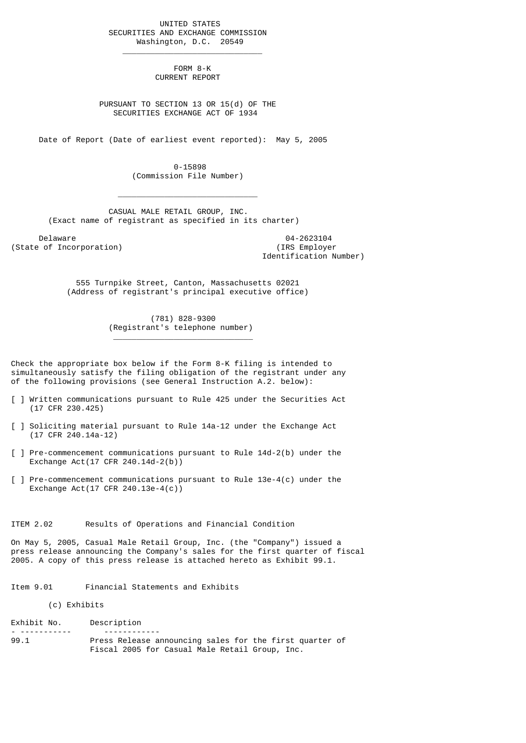UNITED STATES
SECURITIES AND EXCHANGE COMMISSION
Washington, D.C. 20549

---

# FORM 8-K
## CURRENT REPORT

PURSUANT TO SECTION 13 OR 15(d) OF THE
SECURITIES EXCHANGE ACT OF 1934

Date of Report (Date of earliest event reported): May 5, 2005

0-15898
(Commission File Number)

---

CASUAL MALE RETAIL GROUP, INC.
(Exact name of registrant as specified in its charter)

| Delaware | 04-2623104 |
|---|---|
| (State of Incorporation) | (IRS Employer Identification Number) |

555 Turnpike Street, Canton, Massachusetts 02021
(Address of registrant's principal executive office)

(781) 828-9300
(Registrant's telephone number)

---

Check the appropriate box below if the Form 8-K filing is intended to simultaneously satisfy the filing obligation of the registrant under any of the following provisions (see General Instruction A.2. below):

[ ] Written communications pursuant to Rule 425 under the Securities Act (17 CFR 230.425)

[ ] Soliciting material pursuant to Rule 14a-12 under the Exchange Act (17 CFR 240.14a-12)

[ ] Pre-commencement communications pursuant to Rule 14d-2(b) under the Exchange Act(17 CFR 240.14d-2(b))

[ ] Pre-commencement communications pursuant to Rule 13e-4(c) under the Exchange Act(17 CFR 240.13e-4(c))

ITEM 2.02 Results of Operations and Financial Condition

On May 5, 2005, Casual Male Retail Group, Inc. (the "Company") issued a press release announcing the Company's sales for the first quarter of fiscal 2005. A copy of this press release is attached hereto as Exhibit 99.1.

Item 9.01 Financial Statements and Exhibits

(c) Exhibits

| Exhibit No. | Description |
|---|---|
| 99.1 | Press Release announcing sales for the first quarter of Fiscal 2005 for Casual Male Retail Group, Inc. |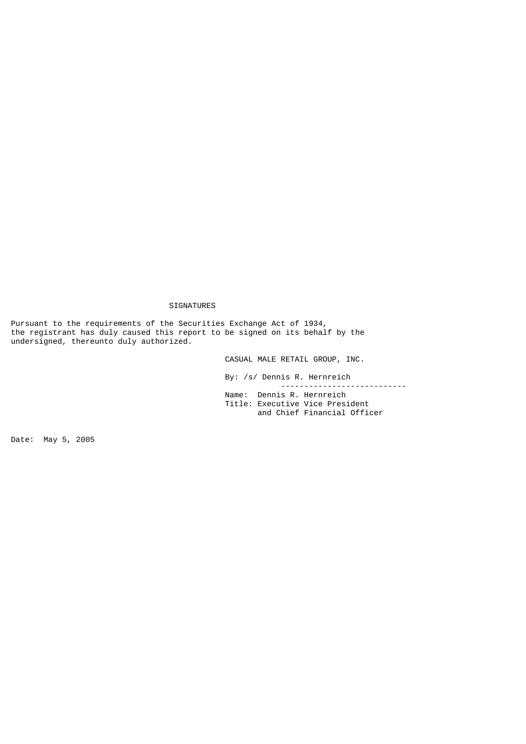## SIGNATURES

Pursuant to the requirements of the Securities Exchange Act of 1934, the registrant has duly caused this report to be signed on its behalf by the undersigned, thereunto duly authorized.

CASUAL MALE RETAIL GROUP, INC.

By: /s/ Dennis R. Hernreich

Name: Dennis R. Hernreich
Title: Executive Vice President and Chief Financial Officer

Date: May 5, 2005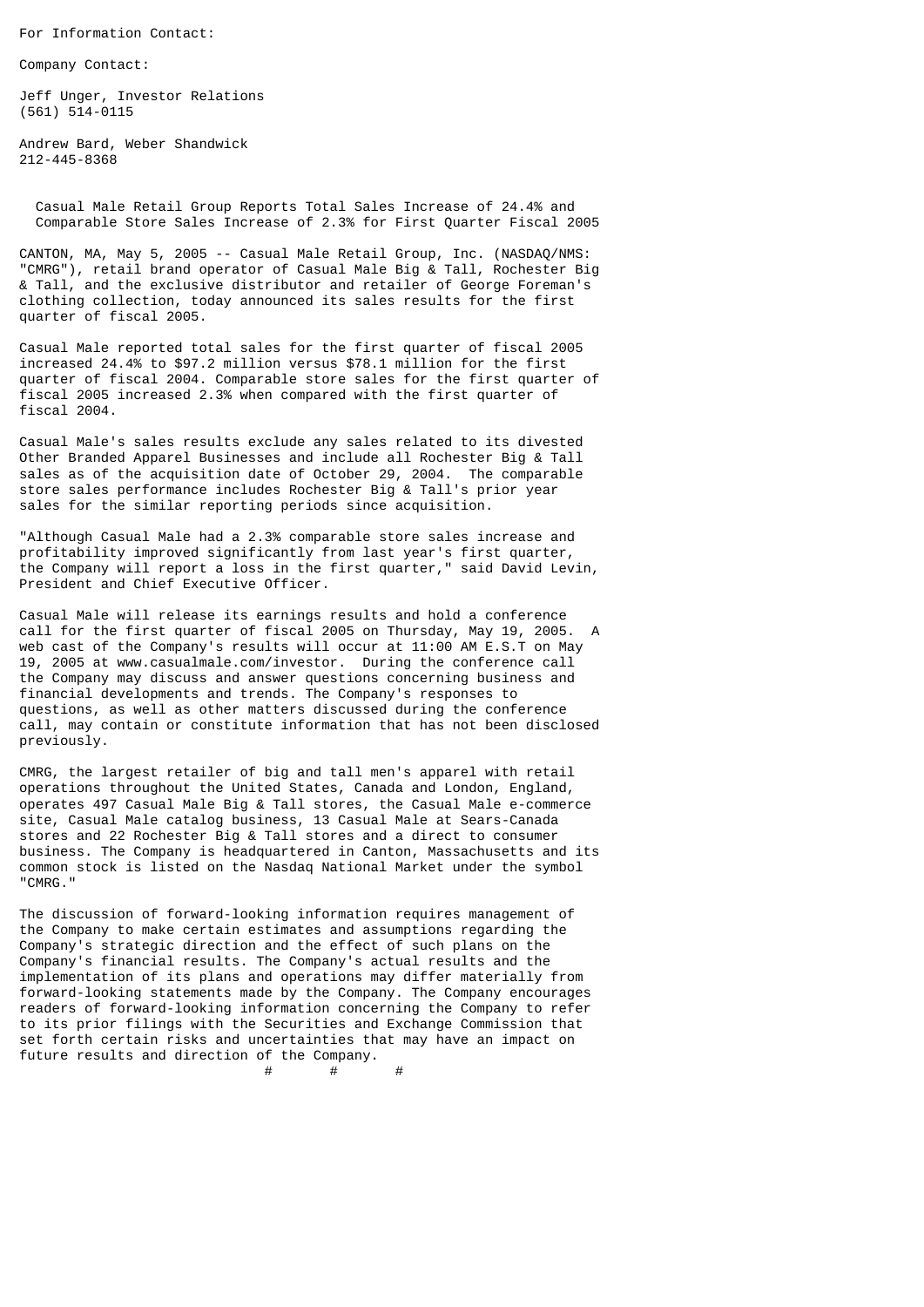For Information Contact:

Company Contact:

Jeff Unger, Investor Relations
(561) 514-0115

Andrew Bard, Weber Shandwick
212-445-8368

## Casual Male Retail Group Reports Total Sales Increase of 24.4% and Comparable Store Sales Increase of 2.3% for First Quarter Fiscal 2005

CANTON, MA, May 5, 2005 -- Casual Male Retail Group, Inc. (NASDAQ/NMS: "CMRG"), retail brand operator of Casual Male Big & Tall, Rochester Big & Tall, and the exclusive distributor and retailer of George Foreman's clothing collection, today announced its sales results for the first quarter of fiscal 2005.

Casual Male reported total sales for the first quarter of fiscal 2005 increased 24.4% to $97.2 million versus $78.1 million for the first quarter of fiscal 2004. Comparable store sales for the first quarter of fiscal 2005 increased 2.3% when compared with the first quarter of fiscal 2004.

Casual Male's sales results exclude any sales related to its divested Other Branded Apparel Businesses and include all Rochester Big & Tall sales as of the acquisition date of October 29, 2004. The comparable store sales performance includes Rochester Big & Tall's prior year sales for the similar reporting periods since acquisition.

"Although Casual Male had a 2.3% comparable store sales increase and profitability improved significantly from last year's first quarter, the Company will report a loss in the first quarter," said David Levin, President and Chief Executive Officer.

Casual Male will release its earnings results and hold a conference call for the first quarter of fiscal 2005 on Thursday, May 19, 2005. A web cast of the Company's results will occur at 11:00 AM E.S.T on May 19, 2005 at www.casualmale.com/investor. During the conference call the Company may discuss and answer questions concerning business and financial developments and trends. The Company's responses to questions, as well as other matters discussed during the conference call, may contain or constitute information that has not been disclosed previously.

CMRG, the largest retailer of big and tall men's apparel with retail operations throughout the United States, Canada and London, England, operates 497 Casual Male Big & Tall stores, the Casual Male e-commerce site, Casual Male catalog business, 13 Casual Male at Sears-Canada stores and 22 Rochester Big & Tall stores and a direct to consumer business. The Company is headquartered in Canton, Massachusetts and its common stock is listed on the Nasdaq National Market under the symbol "CMRG."

The discussion of forward-looking information requires management of the Company to make certain estimates and assumptions regarding the Company's strategic direction and the effect of such plans on the Company's financial results. The Company's actual results and the implementation of its plans and operations may differ materially from forward-looking statements made by the Company. The Company encourages readers of forward-looking information concerning the Company to refer to its prior filings with the Securities and Exchange Commission that set forth certain risks and uncertainties that may have an impact on future results and direction of the Company.

# # #